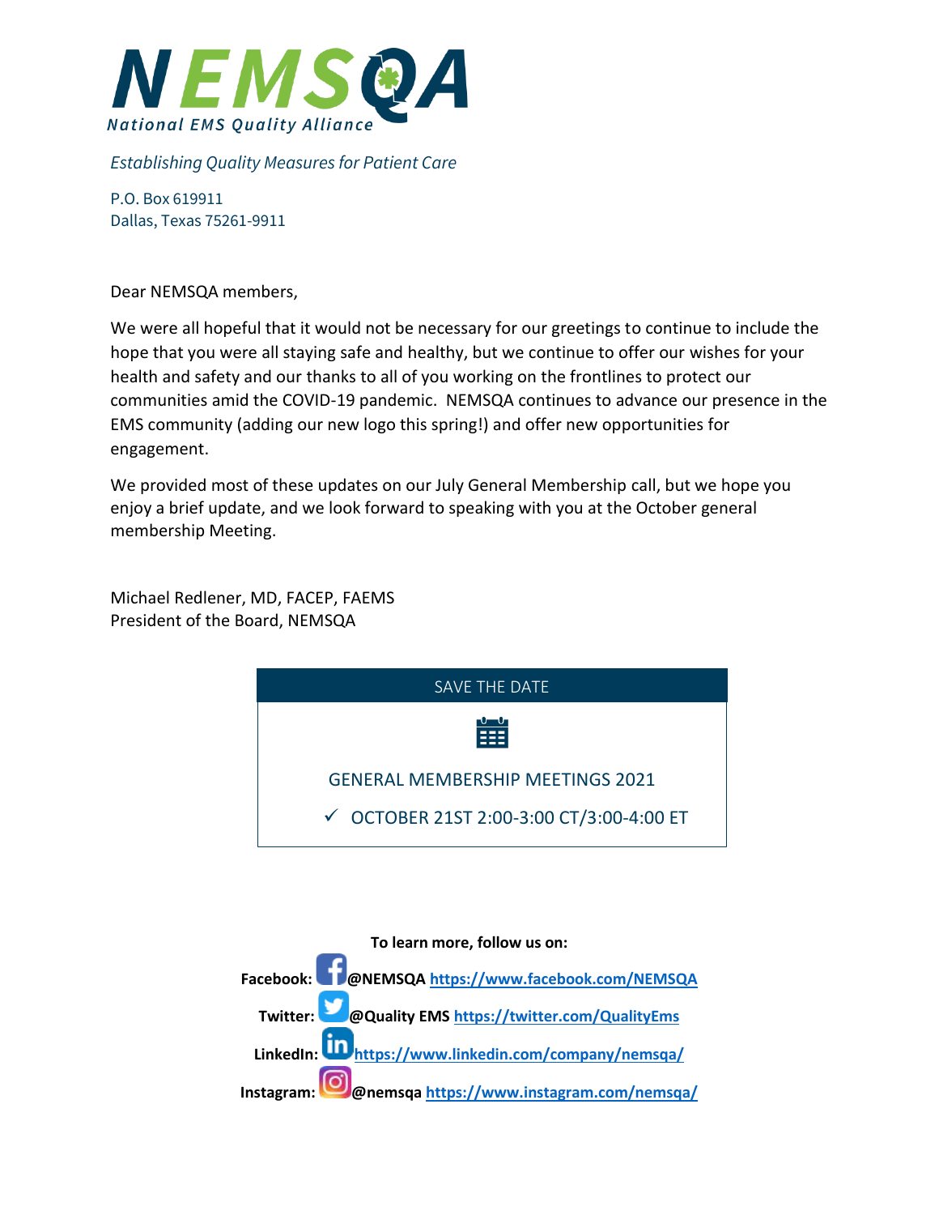# NEMSQA

*National EMS Quality Alliance*

*Establishing Quality Measures for Patient Care*

P.O. Box 619911
Dallas, Texas 75261-9911

Dear NEMSQA members,

We were all hopeful that it would not be necessary for our greetings to continue to include the hope that you were all staying safe and healthy, but we continue to offer our wishes for your health and safety and our thanks to all of you working on the frontlines to protect our communities amid the COVID-19 pandemic. NEMSQA continues to advance our presence in the EMS community (adding our new logo this spring!) and offer new opportunities for engagement.

We provided most of these updates on our July General Membership call, but we hope you enjoy a brief update, and we look forward to speaking with you at the October general membership Meeting.

Michael Redlener, MD, FACEP, FAEMS
President of the Board, NEMSQA

## SAVE THE DATE

GENERAL MEMBERSHIP MEETINGS 2021

- ✓ OCTOBER 21ST 2:00-3:00 CT/3:00-4:00 ET

**To learn more, follow us on:**

**Facebook:** **@NEMSQA** **https://www.facebook.com/NEMSQA**

**Twitter:** **@Quality EMS** **https://twitter.com/QualityEms**

**LinkedIn:** **https://www.linkedin.com/company/nemsqa/**

**Instagram:** **@nemsqa** **https://www.instagram.com/nemsqa/**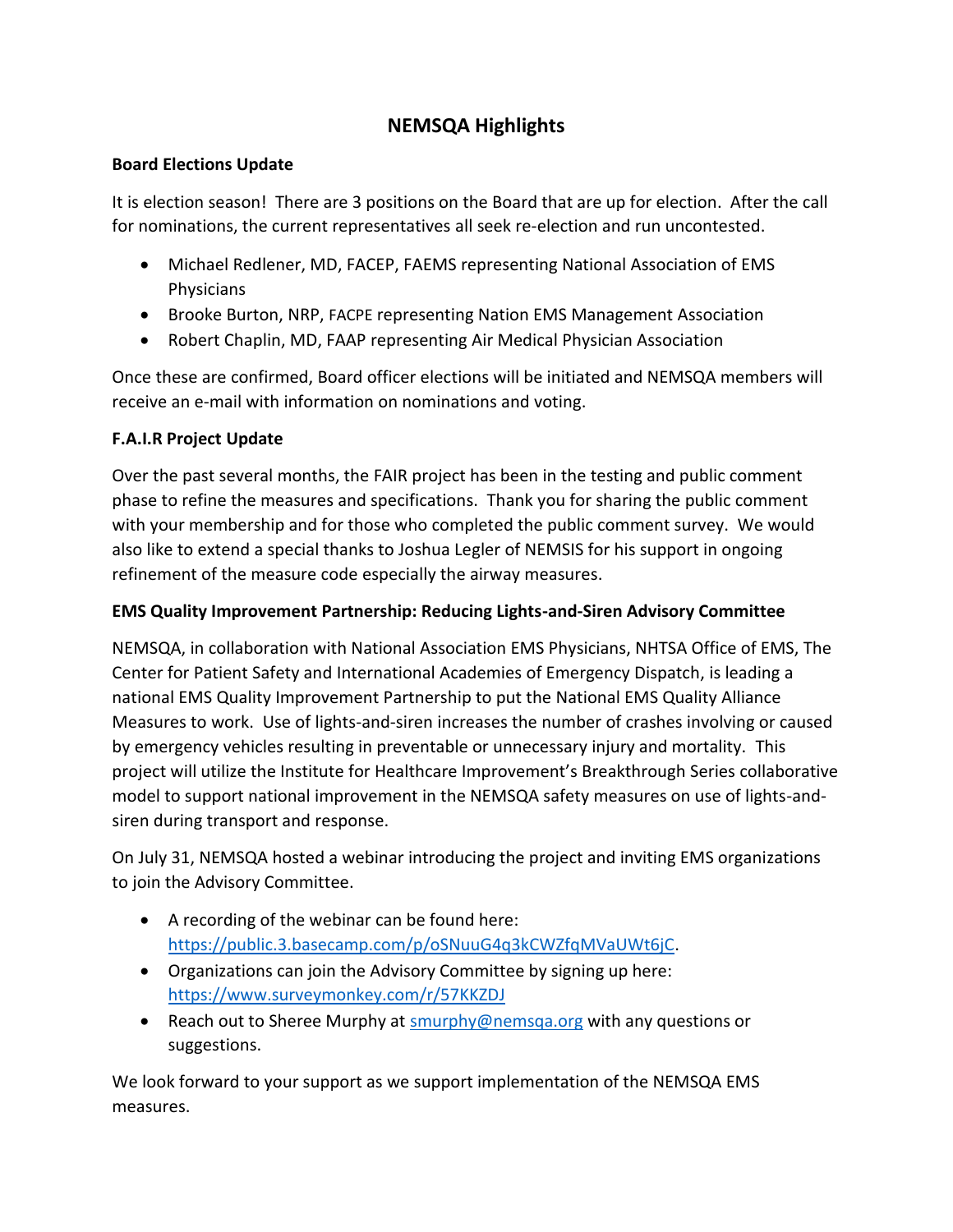# NEMSQA Highlights

**Board Elections Update**

It is election season! There are 3 positions on the Board that are up for election. After the call for nominations, the current representatives all seek re-election and run uncontested.

- Michael Redlener, MD, FACEP, FAEMS representing National Association of EMS Physicians
- Brooke Burton, NRP, FACPE representing Nation EMS Management Association
- Robert Chaplin, MD, FAAP representing Air Medical Physician Association

Once these are confirmed, Board officer elections will be initiated and NEMSQA members will receive an e-mail with information on nominations and voting.

**F.A.I.R Project Update**

Over the past several months, the FAIR project has been in the testing and public comment phase to refine the measures and specifications. Thank you for sharing the public comment with your membership and for those who completed the public comment survey. We would also like to extend a special thanks to Joshua Legler of NEMSIS for his support in ongoing refinement of the measure code especially the airway measures.

**EMS Quality Improvement Partnership: Reducing Lights-and-Siren Advisory Committee**

NEMSQA, in collaboration with National Association EMS Physicians, NHTSA Office of EMS, The Center for Patient Safety and International Academies of Emergency Dispatch, is leading a national EMS Quality Improvement Partnership to put the National EMS Quality Alliance Measures to work. Use of lights-and-siren increases the number of crashes involving or caused by emergency vehicles resulting in preventable or unnecessary injury and mortality. This project will utilize the Institute for Healthcare Improvement's Breakthrough Series collaborative model to support national improvement in the NEMSQA safety measures on use of lights-and-siren during transport and response.

On July 31, NEMSQA hosted a webinar introducing the project and inviting EMS organizations to join the Advisory Committee.

- A recording of the webinar can be found here: https://public.3.basecamp.com/p/oSNuuG4q3kCWZfqMVaUWt6jC.
- Organizations can join the Advisory Committee by signing up here: https://www.surveymonkey.com/r/57KKZDJ
- Reach out to Sheree Murphy at smurphy@nemsqa.org with any questions or suggestions.

We look forward to your support as we support implementation of the NEMSQA EMS measures.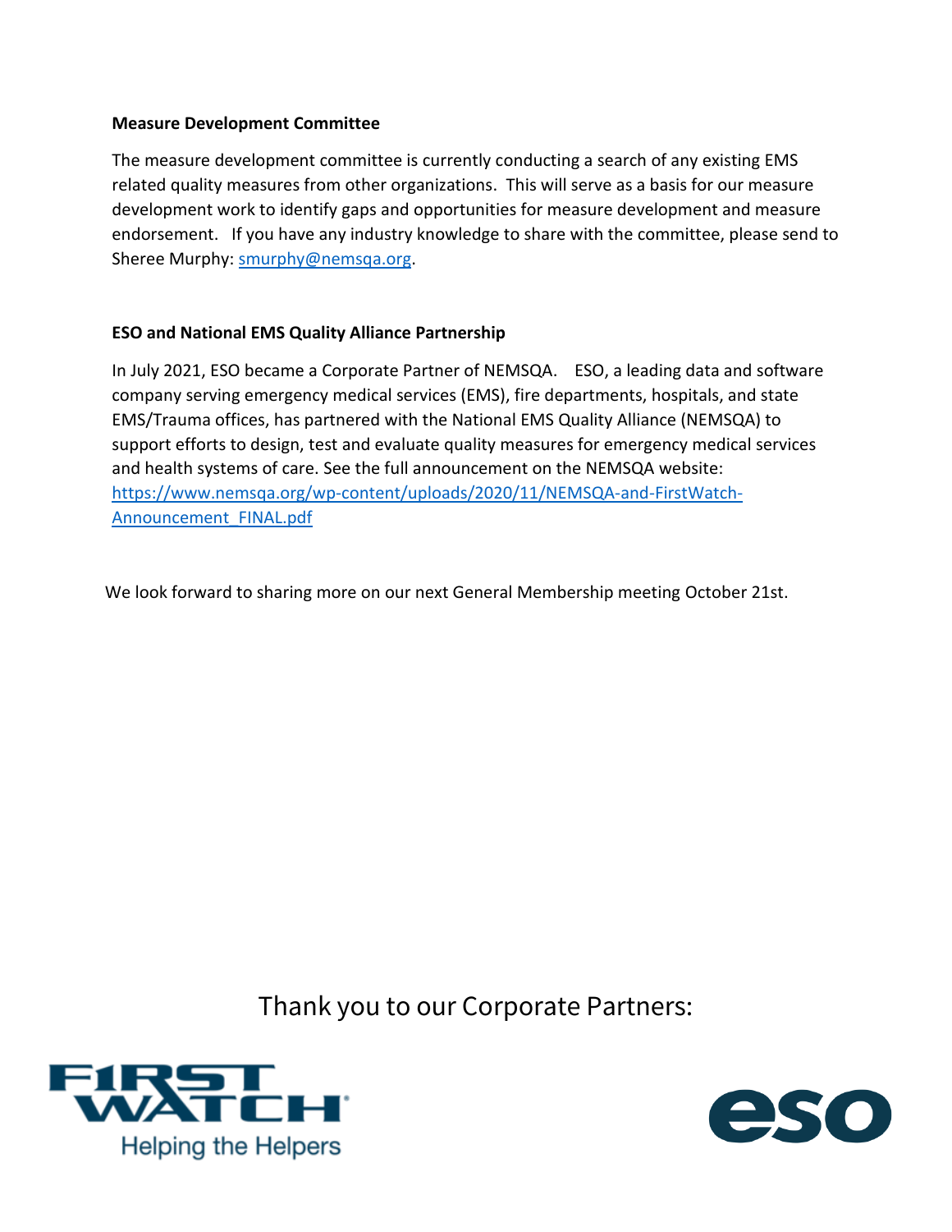**Measure Development Committee**

The measure development committee is currently conducting a search of any existing EMS related quality measures from other organizations. This will serve as a basis for our measure development work to identify gaps and opportunities for measure development and measure endorsement. If you have any industry knowledge to share with the committee, please send to Sheree Murphy: smurphy@nemsqa.org.

**ESO and National EMS Quality Alliance Partnership**

In July 2021, ESO became a Corporate Partner of NEMSQA. ESO, a leading data and software company serving emergency medical services (EMS), fire departments, hospitals, and state EMS/Trauma offices, has partnered with the National EMS Quality Alliance (NEMSQA) to support efforts to design, test and evaluate quality measures for emergency medical services and health systems of care. See the full announcement on the NEMSQA website: https://www.nemsqa.org/wp-content/uploads/2020/11/NEMSQA-and-FirstWatch-Announcement_FINAL.pdf

We look forward to sharing more on our next General Membership meeting October 21st.

Thank you to our Corporate Partners:

FIRST WATCH
Helping the Helpers

eso